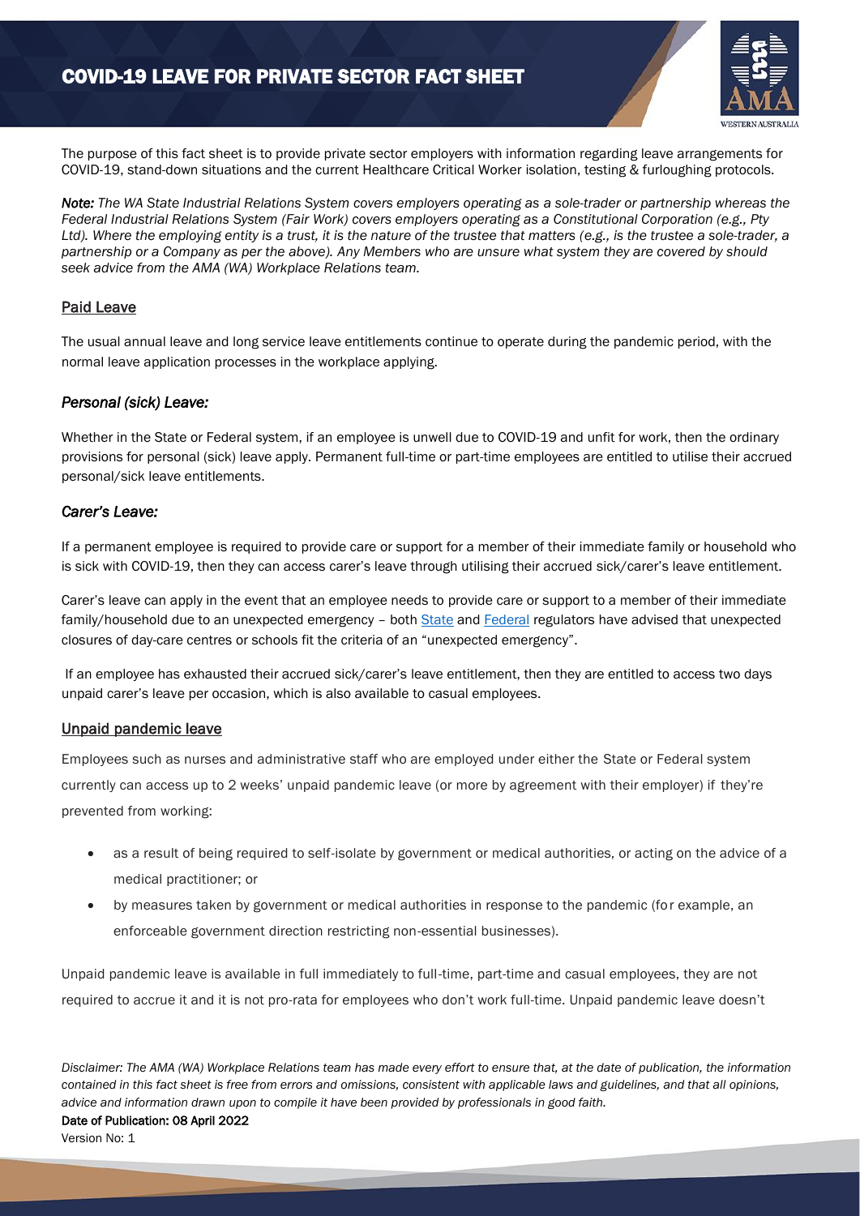# COVID-19 LEAVE FOR PRIVATE SECTOR FACT SHEET

The purpose of this fact sheet is to provide private sector employers with information regarding leave arrangements for COVID-19, stand-down situations and the current Healthcare Critical Worker isolation, testing & furloughing protocols.

***Note:** The WA State Industrial Relations System covers employers operating as a sole-trader or partnership whereas the Federal Industrial Relations System (Fair Work) covers employers operating as a Constitutional Corporation (e.g., Pty Ltd). Where the employing entity is a trust, it is the nature of the trustee that matters (e.g., is the trustee a sole-trader, a partnership or a Company as per the above). Any Members who are unsure what system they are covered by should seek advice from the AMA (WA) Workplace Relations team.*

## Paid Leave

The usual annual leave and long service leave entitlements continue to operate during the pandemic period, with the normal leave application processes in the workplace applying.

### *Personal (sick) Leave:*

Whether in the State or Federal system, if an employee is unwell due to COVID-19 and unfit for work, then the ordinary provisions for personal (sick) leave apply. Permanent full-time or part-time employees are entitled to utilise their accrued personal/sick leave entitlements.

### *Carer's Leave:*

If a permanent employee is required to provide care or support for a member of their immediate family or household who is sick with COVID-19, then they can access carer's leave through utilising their accrued sick/carer's leave entitlement.

Carer's leave can apply in the event that an employee needs to provide care or support to a member of their immediate family/household due to an unexpected emergency – both State and Federal regulators have advised that unexpected closures of day-care centres or schools fit the criteria of an "unexpected emergency".

If an employee has exhausted their accrued sick/carer's leave entitlement, then they are entitled to access two days unpaid carer's leave per occasion, which is also available to casual employees.

## Unpaid pandemic leave

Employees such as nurses and administrative staff who are employed under either the State or Federal system currently can access up to 2 weeks' unpaid pandemic leave (or more by agreement with their employer) if they're prevented from working:

- as a result of being required to self-isolate by government or medical authorities, or acting on the advice of a medical practitioner; or
- by measures taken by government or medical authorities in response to the pandemic (for example, an enforceable government direction restricting non-essential businesses).

Unpaid pandemic leave is available in full immediately to full-time, part-time and casual employees, they are not required to accrue it and it is not pro-rata for employees who don't work full-time. Unpaid pandemic leave doesn't

*Disclaimer: The AMA (WA) Workplace Relations team has made every effort to ensure that, at the date of publication, the information contained in this fact sheet is free from errors and omissions, consistent with applicable laws and guidelines, and that all opinions, advice and information drawn upon to compile it have been provided by professionals in good faith.*

**Date of Publication: 08 April 2022**

Version No: 1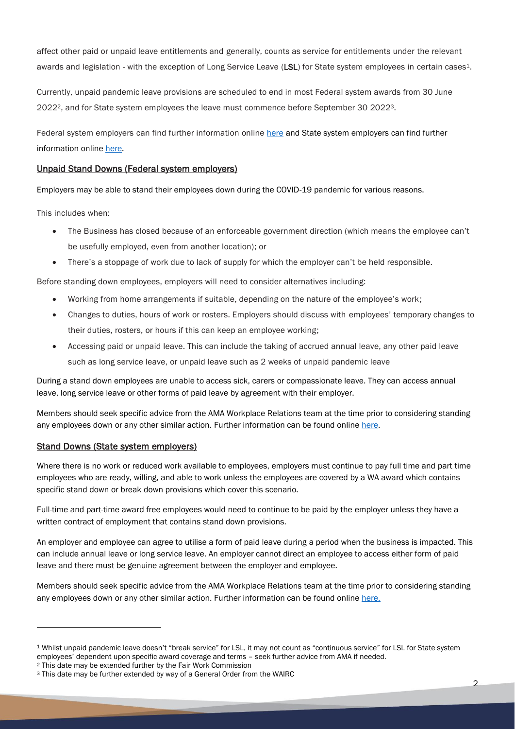affect other paid or unpaid leave entitlements and generally, counts as service for entitlements under the relevant awards and legislation - with the exception of Long Service Leave (**LSL**) for State system employees in certain cases[1].

Currently, unpaid pandemic leave provisions are scheduled to end in most Federal system awards from 30 June 2022[2], and for State system employees the leave must commence before September 30 2022[3].

Federal system employers can find further information online [here]() and State system employers can find further information online [here]().

## Unpaid Stand Downs (Federal system employers)

Employers may be able to stand their employees down during the COVID-19 pandemic for various reasons.

This includes when:

- The Business has closed because of an enforceable government direction (which means the employee can't be usefully employed, even from another location); or
- There's a stoppage of work due to lack of supply for which the employer can't be held responsible.

Before standing down employees, employers will need to consider alternatives including:

- Working from home arrangements if suitable, depending on the nature of the employee's work;
- Changes to duties, hours of work or rosters. Employers should discuss with employees' temporary changes to their duties, rosters, or hours if this can keep an employee working;
- Accessing paid or unpaid leave. This can include the taking of accrued annual leave, any other paid leave such as long service leave, or unpaid leave such as 2 weeks of unpaid pandemic leave

During a stand down employees are unable to access sick, carers or compassionate leave. They can access annual leave, long service leave or other forms of paid leave by agreement with their employer.

Members should seek specific advice from the AMA Workplace Relations team at the time prior to considering standing any employees down or any other similar action. Further information can be found online [here]().

## Stand Downs (State system employers)

Where there is no work or reduced work available to employees, employers must continue to pay full time and part time employees who are ready, willing, and able to work unless the employees are covered by a WA award which contains specific stand down or break down provisions which cover this scenario.

Full-time and part-time award free employees would need to continue to be paid by the employer unless they have a written contract of employment that contains stand down provisions.

An employer and employee can agree to utilise a form of paid leave during a period when the business is impacted. This can include annual leave or long service leave. An employer cannot direct an employee to access either form of paid leave and there must be genuine agreement between the employer and employee.

Members should seek specific advice from the AMA Workplace Relations team at the time prior to considering standing any employees down or any other similar action. Further information can be found online [here.]()

---

[1] Whilst unpaid pandemic leave doesn't "break service" for LSL, it may not count as "continuous service" for LSL for State system employees' dependent upon specific award coverage and terms – seek further advice from AMA if needed.

[2] This date may be extended further by the Fair Work Commission

[3] This date may be further extended by way of a General Order from the WAIRC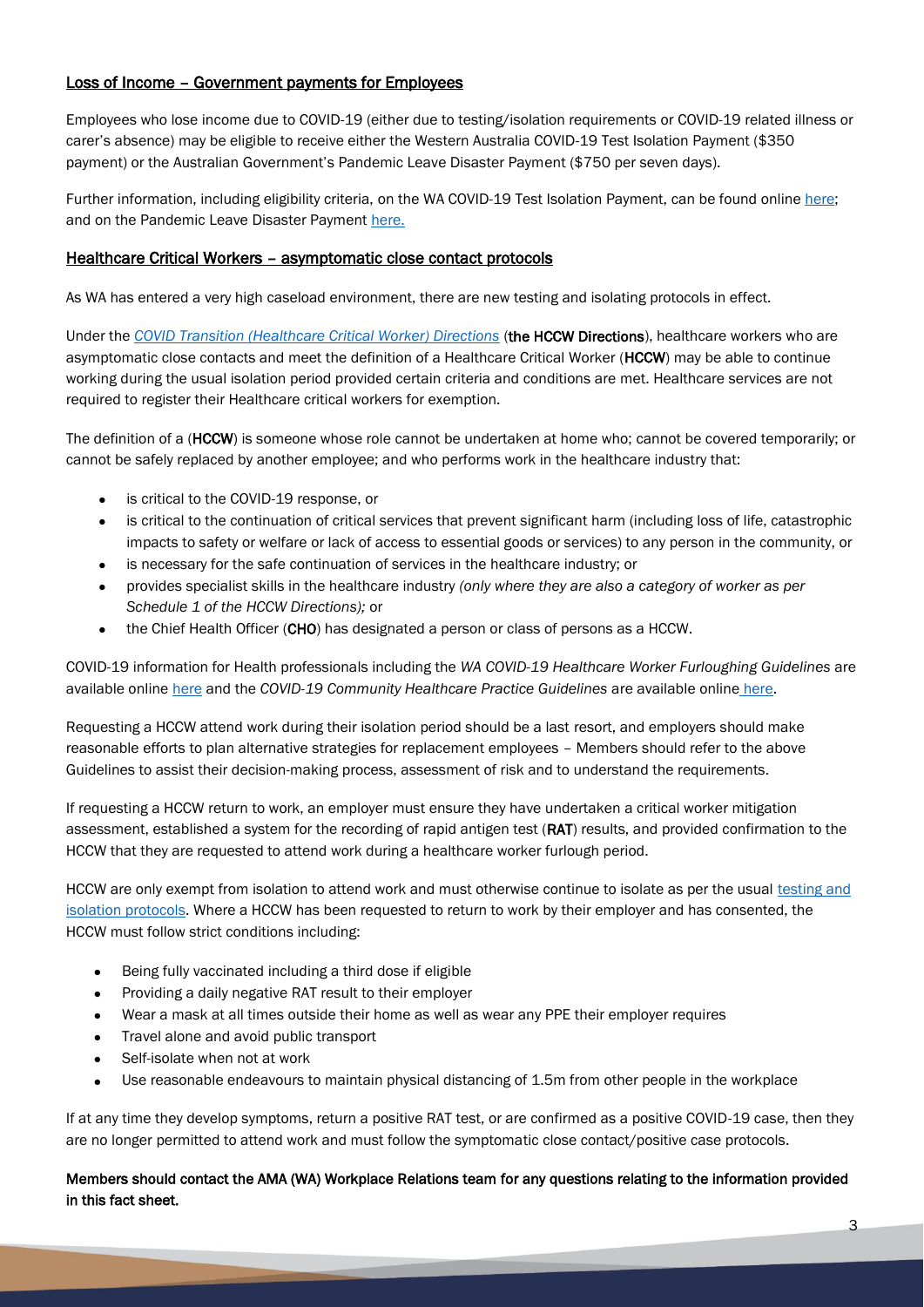## Loss of Income – Government payments for Employees

Employees who lose income due to COVID-19 (either due to testing/isolation requirements or COVID-19 related illness or carer's absence) may be eligible to receive either the Western Australia COVID-19 Test Isolation Payment ($350 payment) or the Australian Government's Pandemic Leave Disaster Payment ($750 per seven days).

Further information, including eligibility criteria, on the WA COVID-19 Test Isolation Payment, can be found online here; and on the Pandemic Leave Disaster Payment here.

## Healthcare Critical Workers – asymptomatic close contact protocols

As WA has entered a very high caseload environment, there are new testing and isolating protocols in effect.

Under the *COVID Transition (Healthcare Critical Worker) Directions* (**the HCCW Directions**), healthcare workers who are asymptomatic close contacts and meet the definition of a Healthcare Critical Worker (**HCCW**) may be able to continue working during the usual isolation period provided certain criteria and conditions are met. Healthcare services are not required to register their Healthcare critical workers for exemption.

The definition of a (**HCCW**) is someone whose role cannot be undertaken at home who; cannot be covered temporarily; or cannot be safely replaced by another employee; and who performs work in the healthcare industry that:

- is critical to the COVID-19 response, or
- is critical to the continuation of critical services that prevent significant harm (including loss of life, catastrophic impacts to safety or welfare or lack of access to essential goods or services) to any person in the community, or
- is necessary for the safe continuation of services in the healthcare industry; or
- provides specialist skills in the healthcare industry *(only where they are also a category of worker as per Schedule 1 of the HCCW Directions);* or
- the Chief Health Officer (**CHO**) has designated a person or class of persons as a HCCW.

COVID-19 information for Health professionals including the *WA COVID-19 Healthcare Worker Furloughing Guidelines* are available online here and the *COVID-19 Community Healthcare Practice Guidelines* are available online here.

Requesting a HCCW attend work during their isolation period should be a last resort, and employers should make reasonable efforts to plan alternative strategies for replacement employees – Members should refer to the above Guidelines to assist their decision-making process, assessment of risk and to understand the requirements.

If requesting a HCCW return to work, an employer must ensure they have undertaken a critical worker mitigation assessment, established a system for the recording of rapid antigen test (**RAT**) results, and provided confirmation to the HCCW that they are requested to attend work during a healthcare worker furlough period.

HCCW are only exempt from isolation to attend work and must otherwise continue to isolate as per the usual testing and isolation protocols. Where a HCCW has been requested to return to work by their employer and has consented, the HCCW must follow strict conditions including:

- Being fully vaccinated including a third dose if eligible
- Providing a daily negative RAT result to their employer
- Wear a mask at all times outside their home as well as wear any PPE their employer requires
- Travel alone and avoid public transport
- Self-isolate when not at work
- Use reasonable endeavours to maintain physical distancing of 1.5m from other people in the workplace

If at any time they develop symptoms, return a positive RAT test, or are confirmed as a positive COVID-19 case, then they are no longer permitted to attend work and must follow the symptomatic close contact/positive case protocols.

**Members should contact the AMA (WA) Workplace Relations team for any questions relating to the information provided in this fact sheet.**